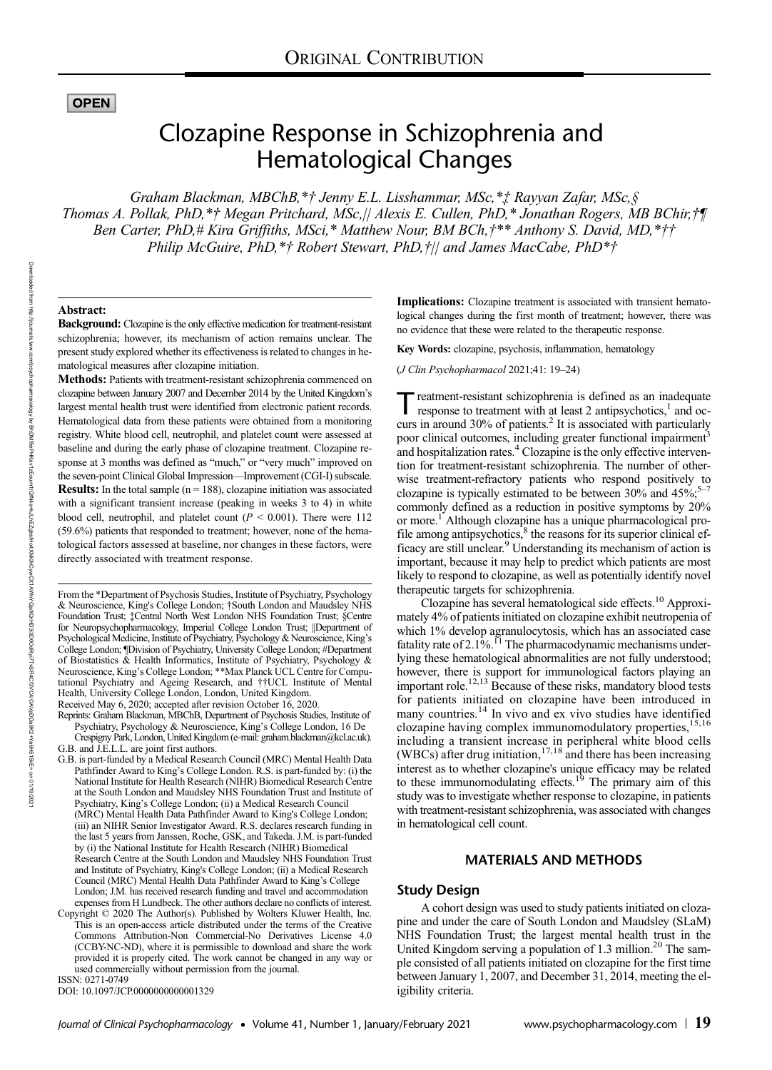ORIGINAL CONTRIBUTION

OPEN

# Clozapine Response in Schizophrenia and Hematological Changes

*Graham Blackman, MBChB,*† Jenny E.L. Lisshammar, MSc,*‡ Rayyan Zafar, MSc,§ Thomas A. Pollak, PhD,*† Megan Pritchard, MSc,|| Alexis E. Cullen, PhD,* Jonathan Rogers, MB BChir,†¶ Ben Carter, PhD,# Kira Griffiths, MSci,* Matthew Nour, BM BCh,†** Anthony S. David, MD,*†† Philip McGuire, PhD,*† Robert Stewart, PhD,†|| and James MacCabe, PhD*†*

**Abstract:**

**Background:** Clozapine is the only effective medication for treatment-resistant schizophrenia; however, its mechanism of action remains unclear. The present study explored whether its effectiveness is related to changes in hematological measures after clozapine initiation.

**Methods:** Patients with treatment-resistant schizophrenia commenced on clozapine between January 2007 and December 2014 by the United Kingdom's largest mental health trust were identified from electronic patient records. Hematological data from these patients were obtained from a monitoring registry. White blood cell, neutrophil, and platelet count were assessed at baseline and during the early phase of clozapine treatment. Clozapine response at 3 months was defined as "much," or "very much" improved on the seven-point Clinical Global Impression—Improvement (CGI-I) subscale.

**Results:** In the total sample (n = 188), clozapine initiation was associated with a significant transient increase (peaking in weeks 3 to 4) in white blood cell, neutrophil, and platelet count ($P < 0.001$). There were 112 (59.6%) patients that responded to treatment; however, none of the hematological factors assessed at baseline, nor changes in these factors, were directly associated with treatment response.

**Implications:** Clozapine treatment is associated with transient hematological changes during the first month of treatment; however, there was no evidence that these were related to the therapeutic response.

**Key Words:** clozapine, psychosis, inflammation, hematology

(*J Clin Psychopharmacol* 2021;41: 19–24)

From the *Department of Psychosis Studies, Institute of Psychiatry, Psychology & Neuroscience, King's College London; †South London and Maudsley NHS Foundation Trust; ‡Central North West London NHS Foundation Trust; §Centre for Neuropsychopharmacology, Imperial College London Trust; ||Department of Psychological Medicine, Institute of Psychiatry, Psychology & Neuroscience, King's College London; ¶Division of Psychiatry, University College London; #Department of Biostatistics & Health Informatics, Institute of Psychiatry, Psychology & Neuroscience, King's College London; **Max Planck UCL Centre for Computational Psychiatry and Ageing Research, and ††UCL Institute of Mental Health, University College London, London, United Kingdom.

Received May 6, 2020; accepted after revision October 16, 2020.

Reprints: Graham Blackman, MBChB, Department of Psychosis Studies, Institute of Psychiatry, Psychology & Neuroscience, King's College London, 16 De Crespigny Park, London, United Kingdom (e-mail: graham.blackman@kcl.ac.uk).

G.B. and J.E.L.L. are joint first authors.

G.B. is part-funded by a Medical Research Council (MRC) Mental Health Data Pathfinder Award to King's College London. R.S. is part-funded by: (i) the National Institute for Health Research (NIHR) Biomedical Research Centre at the South London and Maudsley NHS Foundation Trust and Institute of Psychiatry, King's College London; (ii) a Medical Research Council (MRC) Mental Health Data Pathfinder Award to King's College London; (iii) an NIHR Senior Investigator Award. R.S. declares research funding in the last 5 years from Janssen, Roche, GSK, and Takeda. J.M. is part-funded by (i) the National Institute for Health Research (NIHR) Biomedical Research Centre at the South London and Maudsley NHS Foundation Trust and Institute of Psychiatry, King's College London; (ii) a Medical Research Council (MRC) Mental Health Data Pathfinder Award to King's College London; J.M. has received research funding and travel and accommodation expenses from H Lundbeck. The other authors declare no conflicts of interest.

Copyright © 2020 The Author(s). Published by Wolters Kluwer Health, Inc. This is an open-access article distributed under the terms of the Creative Commons Attribution-Non Commercial-No Derivatives License 4.0 (CCBY-NC-ND), where it is permissible to download and share the work provided it is properly cited. The work cannot be changed in any way or used commercially without permission from the journal.

ISSN: 0271-0749

DOI: 10.1097/JCP.0000000000001329

Treatment-resistant schizophrenia is defined as an inadequate response to treatment with at least 2 antipsychotics,[1] and occurs in around 30% of patients.[2] It is associated with particularly poor clinical outcomes, including greater functional impairment[3] and hospitalization rates.[4] Clozapine is the only effective intervention for treatment-resistant schizophrenia. The number of otherwise treatment-refractory patients who respond positively to clozapine is typically estimated to be between 30% and 45%;[5–7] commonly defined as a reduction in positive symptoms by 20% or more.[1] Although clozapine has a unique pharmacological profile among antipsychotics,[8] the reasons for its superior clinical efficacy are still unclear.[9] Understanding its mechanism of action is important, because it may help to predict which patients are most likely to respond to clozapine, as well as potentially identify novel therapeutic targets for schizophrenia.

Clozapine has several hematological side effects.[10] Approximately 4% of patients initiated on clozapine exhibit neutropenia of which 1% develop agranulocytosis, which has an associated case fatality rate of 2.1%.[11] The pharmacodynamic mechanisms underlying these hematological abnormalities are not fully understood; however, there is support for immunological factors playing an important role.[12,13] Because of these risks, mandatory blood tests for patients initiated on clozapine have been introduced in many countries.[14] In vivo and ex vivo studies have identified clozapine having complex immunomodulatory properties,[15,16] including a transient increase in peripheral white blood cells (WBCs) after drug initiation,[17,18] and there has been increasing interest as to whether clozapine's unique efficacy may be related to these immunomodulating effects.[19] The primary aim of this study was to investigate whether response to clozapine, in patients with treatment-resistant schizophrenia, was associated with changes in hematological cell count.

## MATERIALS AND METHODS

### Study Design

A cohort design was used to study patients initiated on clozapine and under the care of South London and Maudsley (SLaM) NHS Foundation Trust; the largest mental health trust in the United Kingdom serving a population of 1.3 million.[20] The sample consisted of all patients initiated on clozapine for the first time between January 1, 2007, and December 31, 2014, meeting the eligibility criteria.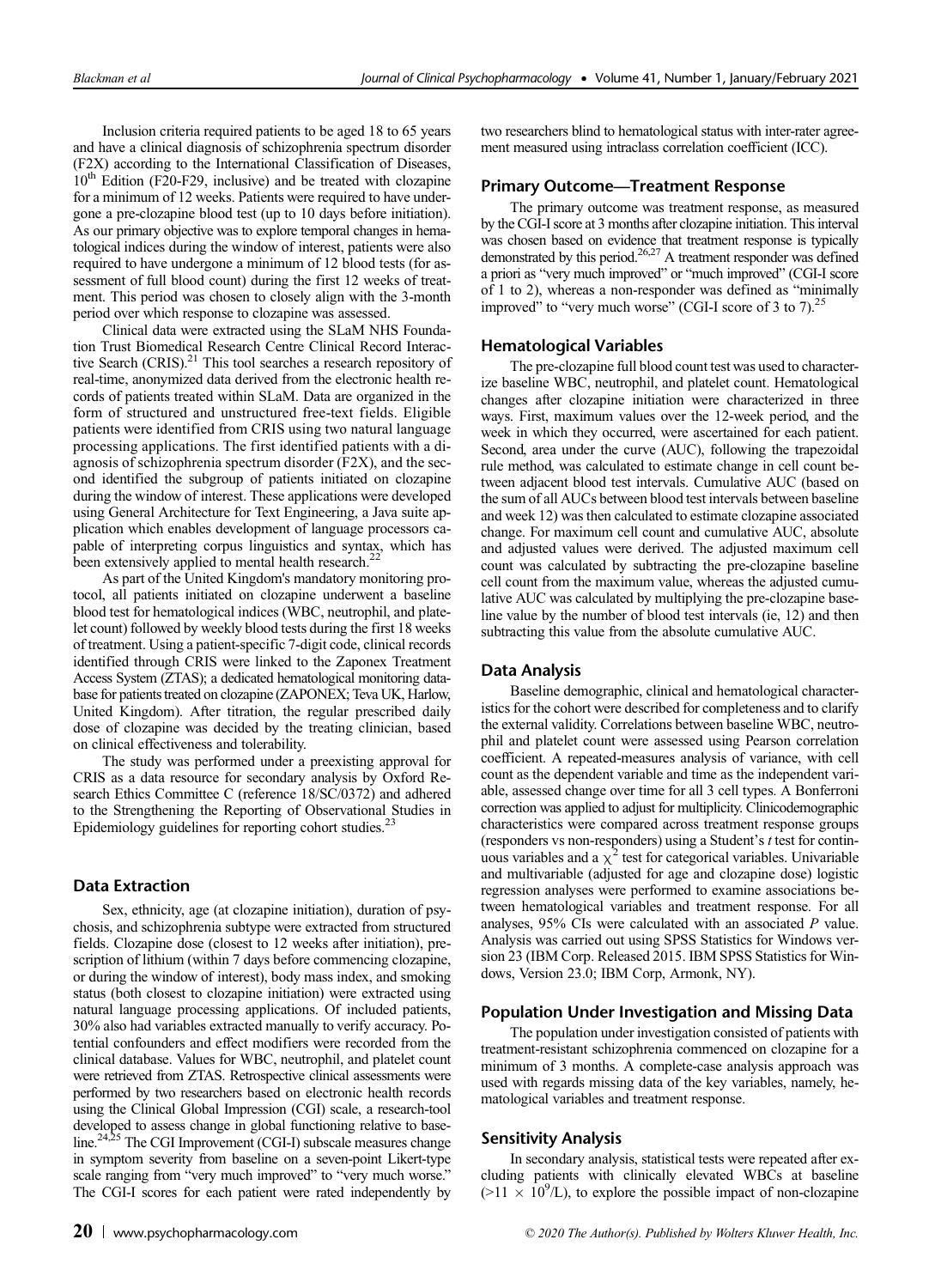Inclusion criteria required patients to be aged 18 to 65 years and have a clinical diagnosis of schizophrenia spectrum disorder (F2X) according to the International Classification of Diseases, 10th Edition (F20-F29, inclusive) and be treated with clozapine for a minimum of 12 weeks. Patients were required to have undergone a pre-clozapine blood test (up to 10 days before initiation). As our primary objective was to explore temporal changes in hematological indices during the window of interest, patients were also required to have undergone a minimum of 12 blood tests (for assessment of full blood count) during the first 12 weeks of treatment. This period was chosen to closely align with the 3-month period over which response to clozapine was assessed.

Clinical data were extracted using the SLaM NHS Foundation Trust Biomedical Research Centre Clinical Record Interactive Search (CRIS).[21] This tool searches a research repository of real-time, anonymized data derived from the electronic health records of patients treated within SLaM. Data are organized in the form of structured and unstructured free-text fields. Eligible patients were identified from CRIS using two natural language processing applications. The first identified patients with a diagnosis of schizophrenia spectrum disorder (F2X), and the second identified the subgroup of patients initiated on clozapine during the window of interest. These applications were developed using General Architecture for Text Engineering, a Java suite application which enables development of language processors capable of interpreting corpus linguistics and syntax, which has been extensively applied to mental health research.[22]

As part of the United Kingdom's mandatory monitoring protocol, all patients initiated on clozapine underwent a baseline blood test for hematological indices (WBC, neutrophil, and platelet count) followed by weekly blood tests during the first 18 weeks of treatment. Using a patient-specific 7-digit code, clinical records identified through CRIS were linked to the Zaponex Treatment Access System (ZTAS); a dedicated hematological monitoring database for patients treated on clozapine (ZAPONEX; Teva UK, Harlow, United Kingdom). After titration, the regular prescribed daily dose of clozapine was decided by the treating clinician, based on clinical effectiveness and tolerability.

The study was performed under a preexisting approval for CRIS as a data resource for secondary analysis by Oxford Research Ethics Committee C (reference 18/SC/0372) and adhered to the Strengthening the Reporting of Observational Studies in Epidemiology guidelines for reporting cohort studies.[23]

## Data Extraction

Sex, ethnicity, age (at clozapine initiation), duration of psychosis, and schizophrenia subtype were extracted from structured fields. Clozapine dose (closest to 12 weeks after initiation), prescription of lithium (within 7 days before commencing clozapine, or during the window of interest), body mass index, and smoking status (both closest to clozapine initiation) were extracted using natural language processing applications. Of included patients, 30% also had variables extracted manually to verify accuracy. Potential confounders and effect modifiers were recorded from the clinical database. Values for WBC, neutrophil, and platelet count were retrieved from ZTAS. Retrospective clinical assessments were performed by two researchers based on electronic health records using the Clinical Global Impression (CGI) scale, a research-tool developed to assess change in global functioning relative to baseline.[24,25] The CGI Improvement (CGI-I) subscale measures change in symptom severity from baseline on a seven-point Likert-type scale ranging from "very much improved" to "very much worse." The CGI-I scores for each patient were rated independently by two researchers blind to hematological status with inter-rater agreement measured using intraclass correlation coefficient (ICC).

## Primary Outcome—Treatment Response

The primary outcome was treatment response, as measured by the CGI-I score at 3 months after clozapine initiation. This interval was chosen based on evidence that treatment response is typically demonstrated by this period.[26,27] A treatment responder was defined a priori as "very much improved" or "much improved" (CGI-I score of 1 to 2), whereas a non-responder was defined as "minimally improved" to "very much worse" (CGI-I score of 3 to 7).[25]

## Hematological Variables

The pre-clozapine full blood count test was used to characterize baseline WBC, neutrophil, and platelet count. Hematological changes after clozapine initiation were characterized in three ways. First, maximum values over the 12-week period, and the week in which they occurred, were ascertained for each patient. Second, area under the curve (AUC), following the trapezoidal rule method, was calculated to estimate change in cell count between adjacent blood test intervals. Cumulative AUC (based on the sum of all AUCs between blood test intervals between baseline and week 12) was then calculated to estimate clozapine associated change. For maximum cell count and cumulative AUC, absolute and adjusted values were derived. The adjusted maximum cell count was calculated by subtracting the pre-clozapine baseline cell count from the maximum value, whereas the adjusted cumulative AUC was calculated by multiplying the pre-clozapine baseline value by the number of blood test intervals (ie, 12) and then subtracting this value from the absolute cumulative AUC.

## Data Analysis

Baseline demographic, clinical and hematological characteristics for the cohort were described for completeness and to clarify the external validity. Correlations between baseline WBC, neutrophil and platelet count were assessed using Pearson correlation coefficient. A repeated-measures analysis of variance, with cell count as the dependent variable and time as the independent variable, assessed change over time for all 3 cell types. A Bonferroni correction was applied to adjust for multiplicity. Clinicodemographic characteristics were compared across treatment response groups (responders vs non-responders) using a Student's $t$ test for continuous variables and a $\chi^2$ test for categorical variables. Univariable and multivariable (adjusted for age and clozapine dose) logistic regression analyses were performed to examine associations between hematological variables and treatment response. For all analyses, 95% CIs were calculated with an associated $P$ value. Analysis was carried out using SPSS Statistics for Windows version 23 (IBM Corp. Released 2015. IBM SPSS Statistics for Windows, Version 23.0; IBM Corp, Armonk, NY).

## Population Under Investigation and Missing Data

The population under investigation consisted of patients with treatment-resistant schizophrenia commenced on clozapine for a minimum of 3 months. A complete-case analysis approach was used with regards missing data of the key variables, namely, hematological variables and treatment response.

## Sensitivity Analysis

In secondary analysis, statistical tests were repeated after excluding patients with clinically elevated WBCs at baseline ($>11 \times 10^9$/L), to explore the possible impact of non-clozapine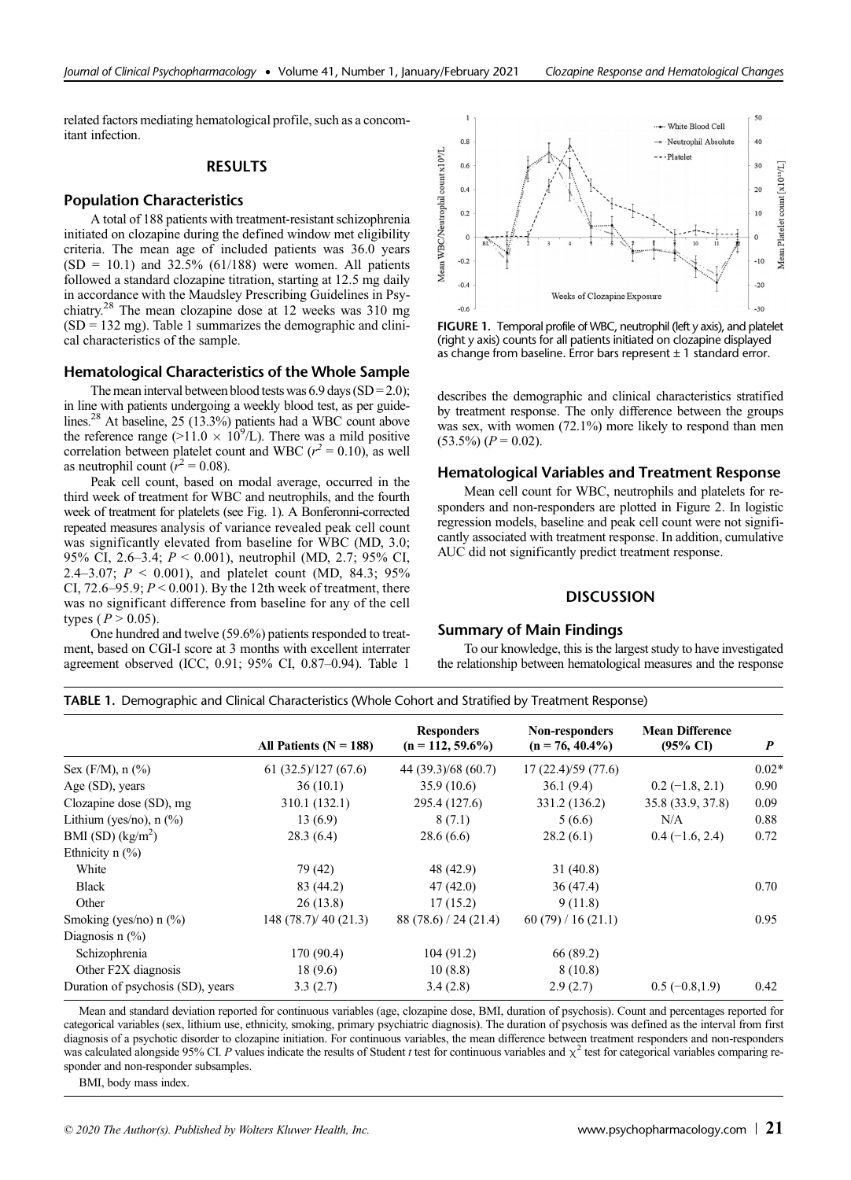related factors mediating hematological profile, such as a concomitant infection.

## RESULTS

### Population Characteristics

A total of 188 patients with treatment-resistant schizophrenia initiated on clozapine during the defined window met eligibility criteria. The mean age of included patients was 36.0 years (SD = 10.1) and 32.5% (61/188) were women. All patients followed a standard clozapine titration, starting at 12.5 mg daily in accordance with the Maudsley Prescribing Guidelines in Psychiatry.[28] The mean clozapine dose at 12 weeks was 310 mg (SD = 132 mg). Table 1 summarizes the demographic and clinical characteristics of the sample.

### Hematological Characteristics of the Whole Sample

The mean interval between blood tests was 6.9 days (SD = 2.0); in line with patients undergoing a weekly blood test, as per guidelines.[28] At baseline, 25 (13.3%) patients had a WBC count above the reference range (>11.0 × $10^9$/L). There was a mild positive correlation between platelet count and WBC ($r^2 = 0.10$), as well as neutrophil count ($r^2 = 0.08$).

Peak cell count, based on modal average, occurred in the third week of treatment for WBC and neutrophils, and the fourth week of treatment for platelets (see Fig. 1). A Bonferonni-corrected repeated measures analysis of variance revealed peak cell count was significantly elevated from baseline for WBC (MD, 3.0; 95% CI, 2.6–3.4; $P < 0.001$), neutrophil (MD, 2.7; 95% CI, 2.4–3.07; $P < 0.001$), and platelet count (MD, 84.3; 95% CI, 72.6–95.9; $P < 0.001$). By the 12th week of treatment, there was no significant difference from baseline for any of the cell types ($P > 0.05$).

One hundred and twelve (59.6%) patients responded to treatment, based on CGI-I score at 3 months with excellent interrater agreement observed (ICC, 0.91; 95% CI, 0.87–0.94). Table 1 describes the demographic and clinical characteristics stratified by treatment response. The only difference between the groups was sex, with women (72.1%) more likely to respond than men (53.5%) ($P = 0.02$).

**FIGURE 1.** Temporal profile of WBC, neutrophil (left y axis), and platelet (right y axis) counts for all patients initiated on clozapine displayed as change from baseline. Error bars represent ± 1 standard error.

### Hematological Variables and Treatment Response

Mean cell count for WBC, neutrophils and platelets for responders and non-responders are plotted in Figure 2. In logistic regression models, baseline and peak cell count were not significantly associated with treatment response. In addition, cumulative AUC did not significantly predict treatment response.

## DISCUSSION

### Summary of Main Findings

To our knowledge, this is the largest study to have investigated the relationship between hematological measures and the response

**TABLE 1.** Demographic and Clinical Characteristics (Whole Cohort and Stratified by Treatment Response)

| | All Patients (N = 188) | Responders (n = 112, 59.6%) | Non-responders (n = 76, 40.4%) | Mean Difference (95% CI) | *P* |
|---|---|---|---|---|---|
| Sex (F/M), n (%) | 61 (32.5)/127 (67.6) | 44 (39.3)/68 (60.7) | 17 (22.4)/59 (77.6) | | 0.02* |
| Age (SD), years | 36 (10.1) | 35.9 (10.6) | 36.1 (9.4) | 0.2 (−1.8, 2.1) | 0.90 |
| Clozapine dose (SD), mg | 310.1 (132.1) | 295.4 (127.6) | 331.2 (136.2) | 35.8 (33.9, 37.8) | 0.09 |
| Lithium (yes/no), n (%) | 13 (6.9) | 8 (7.1) | 5 (6.6) | N/A | 0.88 |
| BMI (SD) (kg/m$^2$) | 28.3 (6.4) | 28.6 (6.6) | 28.2 (6.1) | 0.4 (−1.6, 2.4) | 0.72 |
| Ethnicity n (%) | | | | | |
| White | 79 (42) | 48 (42.9) | 31 (40.8) | | |
| Black | 83 (44.2) | 47 (42.0) | 36 (47.4) | | 0.70 |
| Other | 26 (13.8) | 17 (15.2) | 9 (11.8) | | |
| Smoking (yes/no) n (%) | 148 (78.7)/ 40 (21.3) | 88 (78.6) / 24 (21.4) | 60 (79) / 16 (21.1) | | 0.95 |
| Diagnosis n (%) | | | | | |
| Schizophrenia | 170 (90.4) | 104 (91.2) | 66 (89.2) | | |
| Other F2X diagnosis | 18 (9.6) | 10 (8.8) | 8 (10.8) | | |
| Duration of psychosis (SD), years | 3.3 (2.7) | 3.4 (2.8) | 2.9 (2.7) | 0.5 (−0.8,1.9) | 0.42 |

Mean and standard deviation reported for continuous variables (age, clozapine dose, BMI, duration of psychosis). Count and percentages reported for categorical variables (sex, lithium use, ethnicity, smoking, primary psychiatric diagnosis). The duration of psychosis was defined as the interval from first diagnosis of a psychotic disorder to clozapine initiation. For continuous variables, the mean difference between treatment responders and non-responders was calculated alongside 95% CI. *P* values indicate the results of Student *t* test for continuous variables and $\chi^2$ test for categorical variables comparing responder and non-responder subsamples.

BMI, body mass index.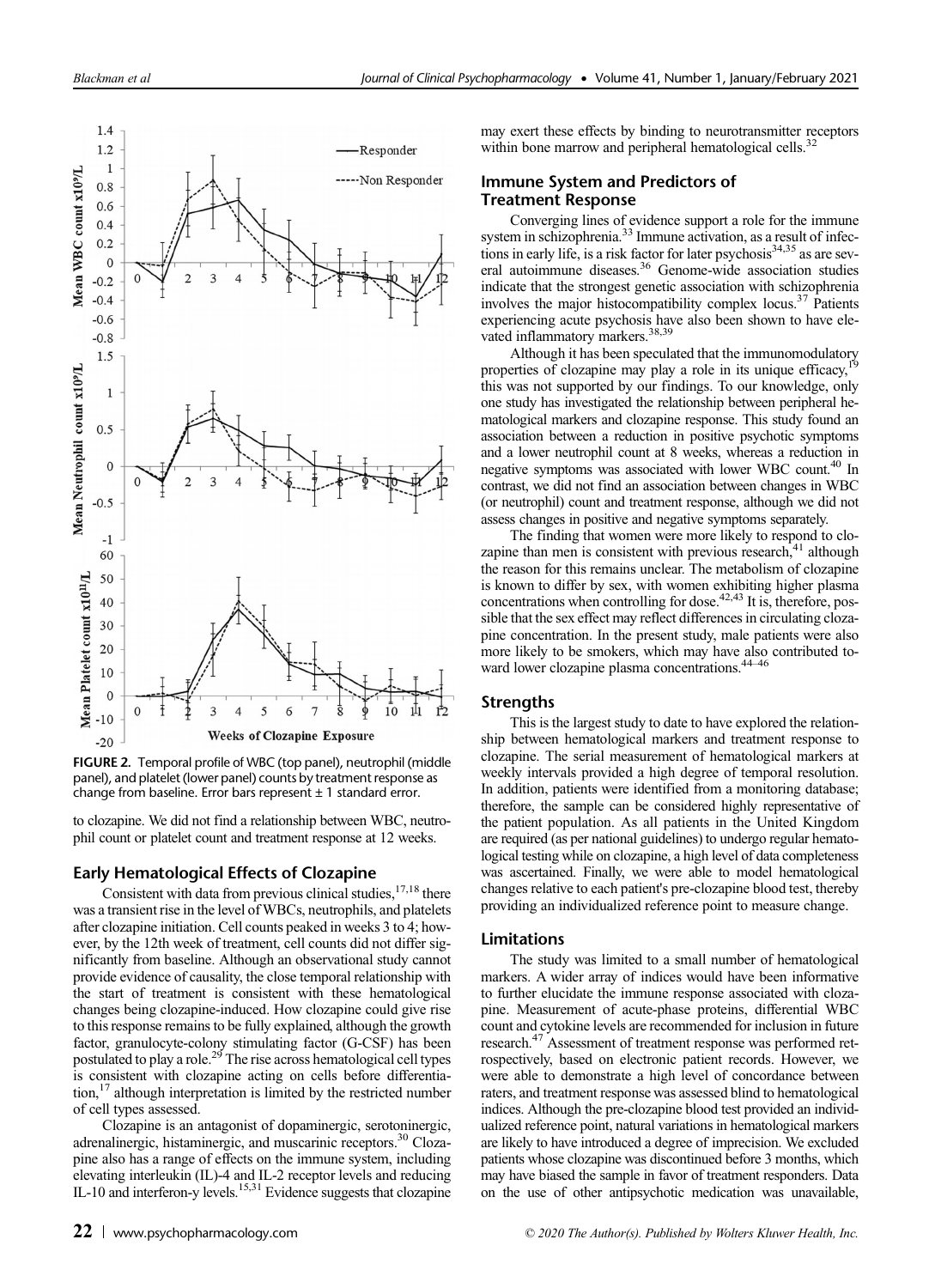FIGURE 2. Temporal profile of WBC (top panel), neutrophil (middle panel), and platelet (lower panel) counts by treatment response as change from baseline. Error bars represent ± 1 standard error.

to clozapine. We did not find a relationship between WBC, neutrophil count or platelet count and treatment response at 12 weeks.

## Early Hematological Effects of Clozapine

Consistent with data from previous clinical studies,[17,18] there was a transient rise in the level of WBCs, neutrophils, and platelets after clozapine initiation. Cell counts peaked in weeks 3 to 4; however, by the 12th week of treatment, cell counts did not differ significantly from baseline. Although an observational study cannot provide evidence of causality, the close temporal relationship with the start of treatment is consistent with these hematological changes being clozapine-induced. How clozapine could give rise to this response remains to be fully explained, although the growth factor, granulocyte-colony stimulating factor (G-CSF) has been postulated to play a role.[29] The rise across hematological cell types is consistent with clozapine acting on cells before differentiation,[17] although interpretation is limited by the restricted number of cell types assessed.

Clozapine is an antagonist of dopaminergic, serotoninergic, adrenalinergic, histaminergic, and muscarinic receptors.[30] Clozapine also has a range of effects on the immune system, including elevating interleukin (IL)-4 and IL-2 receptor levels and reducing IL-10 and interferon-γ levels.[15,31] Evidence suggests that clozapine may exert these effects by binding to neurotransmitter receptors within bone marrow and peripheral hematological cells.[32]

## Immune System and Predictors of Treatment Response

Converging lines of evidence support a role for the immune system in schizophrenia.[33] Immune activation, as a result of infections in early life, is a risk factor for later psychosis[34,35] as are several autoimmune diseases.[36] Genome-wide association studies indicate that the strongest genetic association with schizophrenia involves the major histocompatibility complex locus.[37] Patients experiencing acute psychosis have also been shown to have elevated inflammatory markers.[38,39]

Although it has been speculated that the immunomodulatory properties of clozapine may play a role in its unique efficacy,[19] this was not supported by our findings. To our knowledge, only one study has investigated the relationship between peripheral hematological markers and clozapine response. This study found an association between a reduction in positive psychotic symptoms and a lower neutrophil count at 8 weeks, whereas a reduction in negative symptoms was associated with lower WBC count.[40] In contrast, we did not find an association between changes in WBC (or neutrophil) count and treatment response, although we did not assess changes in positive and negative symptoms separately.

The finding that women were more likely to respond to clozapine than men is consistent with previous research,[41] although the reason for this remains unclear. The metabolism of clozapine is known to differ by sex, with women exhibiting higher plasma concentrations when controlling for dose.[42,43] It is, therefore, possible that the sex effect may reflect differences in circulating clozapine concentration. In the present study, male patients were also more likely to be smokers, which may have also contributed toward lower clozapine plasma concentrations.[44–46]

## Strengths

This is the largest study to date to have explored the relationship between hematological markers and treatment response to clozapine. The serial measurement of hematological markers at weekly intervals provided a high degree of temporal resolution. In addition, patients were identified from a monitoring database; therefore, the sample can be considered highly representative of the patient population. As all patients in the United Kingdom are required (as per national guidelines) to undergo regular hematological testing while on clozapine, a high level of data completeness was ascertained. Finally, we were able to model hematological changes relative to each patient's pre-clozapine blood test, thereby providing an individualized reference point to measure change.

## Limitations

The study was limited to a small number of hematological markers. A wider array of indices would have been informative to further elucidate the immune response associated with clozapine. Measurement of acute-phase proteins, differential WBC count and cytokine levels are recommended for inclusion in future research.[47] Assessment of treatment response was performed retrospectively, based on electronic patient records. However, we were able to demonstrate a high level of concordance between raters, and treatment response was assessed blind to hematological indices. Although the pre-clozapine blood test provided an individualized reference point, natural variations in hematological markers are likely to have introduced a degree of imprecision. We excluded patients whose clozapine was discontinued before 3 months, which may have biased the sample in favor of treatment responders. Data on the use of other antipsychotic medication was unavailable,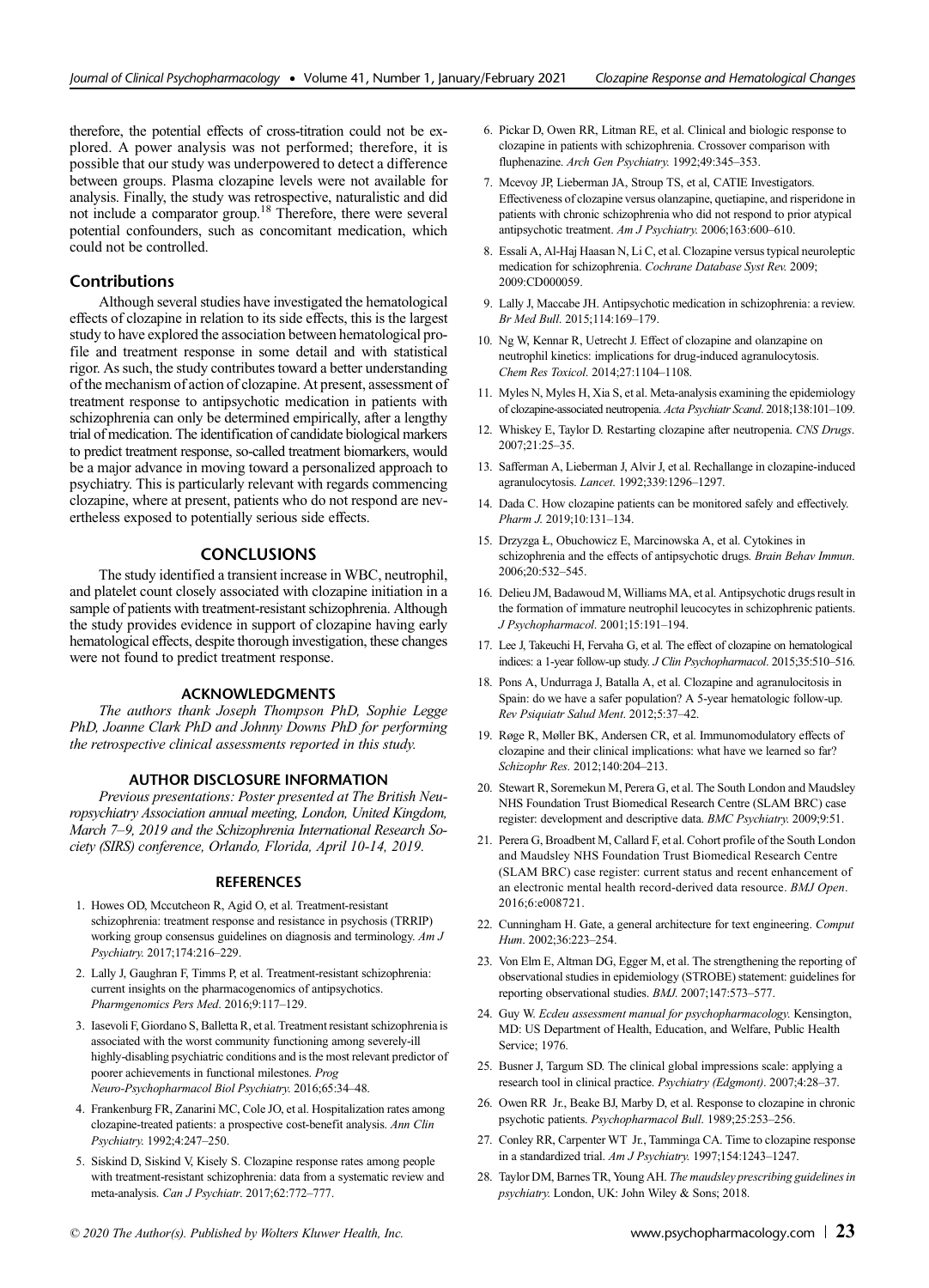therefore, the potential effects of cross-titration could not be explored. A power analysis was not performed; therefore, it is possible that our study was underpowered to detect a difference between groups. Plasma clozapine levels were not available for analysis. Finally, the study was retrospective, naturalistic and did not include a comparator group.[18] Therefore, there were several potential confounders, such as concomitant medication, which could not be controlled.

## Contributions

Although several studies have investigated the hematological effects of clozapine in relation to its side effects, this is the largest study to have explored the association between hematological profile and treatment response in some detail and with statistical rigor. As such, the study contributes toward a better understanding of the mechanism of action of clozapine. At present, assessment of treatment response to antipsychotic medication in patients with schizophrenia can only be determined empirically, after a lengthy trial of medication. The identification of candidate biological markers to predict treatment response, so-called treatment biomarkers, would be a major advance in moving toward a personalized approach to psychiatry. This is particularly relevant with regards commencing clozapine, where at present, patients who do not respond are nevertheless exposed to potentially serious side effects.

## CONCLUSIONS

The study identified a transient increase in WBC, neutrophil, and platelet count closely associated with clozapine initiation in a sample of patients with treatment-resistant schizophrenia. Although the study provides evidence in support of clozapine having early hematological effects, despite thorough investigation, these changes were not found to predict treatment response.

## ACKNOWLEDGMENTS

*The authors thank Joseph Thompson PhD, Sophie Legge PhD, Joanne Clark PhD and Johnny Downs PhD for performing the retrospective clinical assessments reported in this study.*

## AUTHOR DISCLOSURE INFORMATION

*Previous presentations: Poster presented at The British Neuropsychiatry Association annual meeting, London, United Kingdom, March 7–9, 2019 and the Schizophrenia International Research Society (SIRS) conference, Orlando, Florida, April 10-14, 2019.*

## REFERENCES

1. Howes OD, Mccutcheon R, Agid O, et al. Treatment-resistant schizophrenia: treatment response and resistance in psychosis (TRRIP) working group consensus guidelines on diagnosis and terminology. *Am J Psychiatry.* 2017;174:216–229.
2. Lally J, Gaughran F, Timms P, et al. Treatment-resistant schizophrenia: current insights on the pharmacogenomics of antipsychotics. *Pharmgenomics Pers Med*. 2016;9:117–129.
3. Iasevoli F, Giordano S, Balletta R, et al. Treatment resistant schizophrenia is associated with the worst community functioning among severely-ill highly-disabling psychiatric conditions and is the most relevant predictor of poorer achievements in functional milestones. *Prog Neuro-Psychopharmacol Biol Psychiatry.* 2016;65:34–48.
4. Frankenburg FR, Zanarini MC, Cole JO, et al. Hospitalization rates among clozapine-treated patients: a prospective cost-benefit analysis. *Ann Clin Psychiatry.* 1992;4:247–250.
5. Siskind D, Siskind V, Kisely S. Clozapine response rates among people with treatment-resistant schizophrenia: data from a systematic review and meta-analysis. *Can J Psychiatr*. 2017;62:772–777.
6. Pickar D, Owen RR, Litman RE, et al. Clinical and biologic response to clozapine in patients with schizophrenia. Crossover comparison with fluphenazine. *Arch Gen Psychiatry.* 1992;49:345–353.
7. Mcevoy JP, Lieberman JA, Stroup TS, et al, CATIE Investigators. Effectiveness of clozapine versus olanzapine, quetiapine, and risperidone in patients with chronic schizophrenia who did not respond to prior atypical antipsychotic treatment. *Am J Psychiatry.* 2006;163:600–610.
8. Essali A, Al-Haj Haasan N, Li C, et al. Clozapine versus typical neuroleptic medication for schizophrenia. *Cochrane Database Syst Rev.* 2009; 2009:CD000059.
9. Lally J, Maccabe JH. Antipsychotic medication in schizophrenia: a review. *Br Med Bull*. 2015;114:169–179.
10. Ng W, Kennar R, Uetrecht J. Effect of clozapine and olanzapine on neutrophil kinetics: implications for drug-induced agranulocytosis. *Chem Res Toxicol*. 2014;27:1104–1108.
11. Myles N, Myles H, Xia S, et al. Meta-analysis examining the epidemiology of clozapine-associated neutropenia. *Acta Psychiatr Scand*. 2018;138:101–109.
12. Whiskey E, Taylor D. Restarting clozapine after neutropenia. *CNS Drugs*. 2007;21:25–35.
13. Safferman A, Lieberman J, Alvir J, et al. Rechallange in clozapine-induced agranulocytosis. *Lancet*. 1992;339:1296–1297.
14. Dada C. How clozapine patients can be monitored safely and effectively. *Pharm J.* 2019;10:131–134.
15. Drzyzga Ł, Obuchowicz E, Marcinowska A, et al. Cytokines in schizophrenia and the effects of antipsychotic drugs. *Brain Behav Immun*. 2006;20:532–545.
16. Delieu JM, Badawoud M, Williams MA, et al. Antipsychotic drugs result in the formation of immature neutrophil leucocytes in schizophrenic patients. *J Psychopharmacol*. 2001;15:191–194.
17. Lee J, Takeuchi H, Fervaha G, et al. The effect of clozapine on hematological indices: a 1-year follow-up study. *J Clin Psychopharmacol*. 2015;35:510–516.
18. Pons A, Undurraga J, Batalla A, et al. Clozapine and agranulocitosis in Spain: do we have a safer population? A 5-year hematologic follow-up. *Rev Psiquiatr Salud Ment*. 2012;5:37–42.
19. Røge R, Møller BK, Andersen CR, et al. Immunomodulatory effects of clozapine and their clinical implications: what have we learned so far? *Schizophr Res*. 2012;140:204–213.
20. Stewart R, Soremekun M, Perera G, et al. The South London and Maudsley NHS Foundation Trust Biomedical Research Centre (SLAM BRC) case register: development and descriptive data. *BMC Psychiatry.* 2009;9:51.
21. Perera G, Broadbent M, Callard F, et al. Cohort profile of the South London and Maudsley NHS Foundation Trust Biomedical Research Centre (SLAM BRC) case register: current status and recent enhancement of an electronic mental health record-derived data resource. *BMJ Open*. 2016;6:e008721.
22. Cunningham H. Gate, a general architecture for text engineering. *Comput Hum*. 2002;36:223–254.
23. Von Elm E, Altman DG, Egger M, et al. The strengthening the reporting of observational studies in epidemiology (STROBE) statement: guidelines for reporting observational studies. *BMJ*. 2007;147:573–577.
24. Guy W. *Ecdeu assessment manual for psychopharmacology.* Kensington, MD: US Department of Health, Education, and Welfare, Public Health Service; 1976.
25. Busner J, Targum SD. The clinical global impressions scale: applying a research tool in clinical practice. *Psychiatry (Edgmont)*. 2007;4:28–37.
26. Owen RR Jr., Beake BJ, Marby D, et al. Response to clozapine in chronic psychotic patients. *Psychopharmacol Bull*. 1989;25:253–256.
27. Conley RR, Carpenter WT Jr., Tamminga CA. Time to clozapine response in a standardized trial. *Am J Psychiatry.* 1997;154:1243–1247.
28. Taylor DM, Barnes TR, Young AH. *The maudsley prescribing guidelines in psychiatry.* London, UK: John Wiley & Sons; 2018.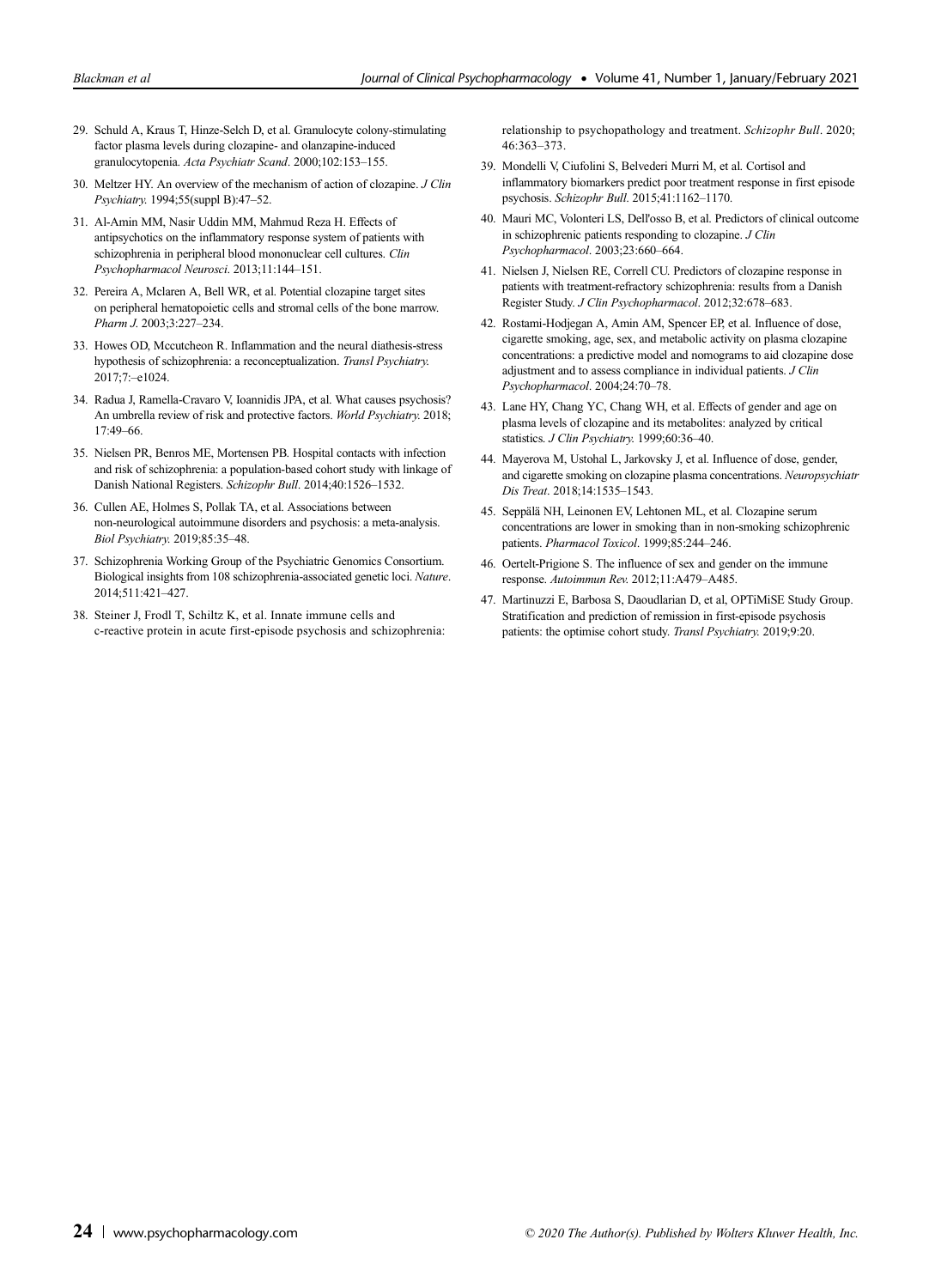29. Schuld A, Kraus T, Hinze-Selch D, et al. Granulocyte colony-stimulating factor plasma levels during clozapine- and olanzapine-induced granulocytopenia. *Acta Psychiatr Scand*. 2000;102:153–155.
30. Meltzer HY. An overview of the mechanism of action of clozapine. *J Clin Psychiatry.* 1994;55(suppl B):47–52.
31. Al-Amin MM, Nasir Uddin MM, Mahmud Reza H. Effects of antipsychotics on the inflammatory response system of patients with schizophrenia in peripheral blood mononuclear cell cultures. *Clin Psychopharmacol Neurosci*. 2013;11:144–151.
32. Pereira A, Mclaren A, Bell WR, et al. Potential clozapine target sites on peripheral hematopoietic cells and stromal cells of the bone marrow. *Pharm J.* 2003;3:227–234.
33. Howes OD, Mccutcheon R. Inflammation and the neural diathesis-stress hypothesis of schizophrenia: a reconceptualization. *Transl Psychiatry.* 2017;7:–e1024.
34. Radua J, Ramella-Cravaro V, Ioannidis JPA, et al. What causes psychosis? An umbrella review of risk and protective factors. *World Psychiatry.* 2018; 17:49–66.
35. Nielsen PR, Benros ME, Mortensen PB. Hospital contacts with infection and risk of schizophrenia: a population-based cohort study with linkage of Danish National Registers. *Schizophr Bull*. 2014;40:1526–1532.
36. Cullen AE, Holmes S, Pollak TA, et al. Associations between non-neurological autoimmune disorders and psychosis: a meta-analysis. *Biol Psychiatry.* 2019;85:35–48.
37. Schizophrenia Working Group of the Psychiatric Genomics Consortium. Biological insights from 108 schizophrenia-associated genetic loci. *Nature*. 2014;511:421–427.
38. Steiner J, Frodl T, Schiltz K, et al. Innate immune cells and c-reactive protein in acute first-episode psychosis and schizophrenia: relationship to psychopathology and treatment. *Schizophr Bull*. 2020; 46:363–373.
39. Mondelli V, Ciufolini S, Belvederi Murri M, et al. Cortisol and inflammatory biomarkers predict poor treatment response in first episode psychosis. *Schizophr Bull*. 2015;41:1162–1170.
40. Mauri MC, Volonteri LS, Dell'osso B, et al. Predictors of clinical outcome in schizophrenic patients responding to clozapine. *J Clin Psychopharmacol*. 2003;23:660–664.
41. Nielsen J, Nielsen RE, Correll CU. Predictors of clozapine response in patients with treatment-refractory schizophrenia: results from a Danish Register Study. *J Clin Psychopharmacol*. 2012;32:678–683.
42. Rostami-Hodjegan A, Amin AM, Spencer EP, et al. Influence of dose, cigarette smoking, age, sex, and metabolic activity on plasma clozapine concentrations: a predictive model and nomograms to aid clozapine dose adjustment and to assess compliance in individual patients. *J Clin Psychopharmacol*. 2004;24:70–78.
43. Lane HY, Chang YC, Chang WH, et al. Effects of gender and age on plasma levels of clozapine and its metabolites: analyzed by critical statistics. *J Clin Psychiatry.* 1999;60:36–40.
44. Mayerova M, Ustohal L, Jarkovsky J, et al. Influence of dose, gender, and cigarette smoking on clozapine plasma concentrations. *Neuropsychiatr Dis Treat*. 2018;14:1535–1543.
45. Seppälä NH, Leinonen EV, Lehtonen ML, et al. Clozapine serum concentrations are lower in smoking than in non-smoking schizophrenic patients. *Pharmacol Toxicol*. 1999;85:244–246.
46. Oertelt-Prigione S. The influence of sex and gender on the immune response. *Autoimmun Rev.* 2012;11:A479–A485.
47. Martinuzzi E, Barbosa S, Daoudlarian D, et al, OPTiMiSE Study Group. Stratification and prediction of remission in first-episode psychosis patients: the optimise cohort study. *Transl Psychiatry.* 2019;9:20.